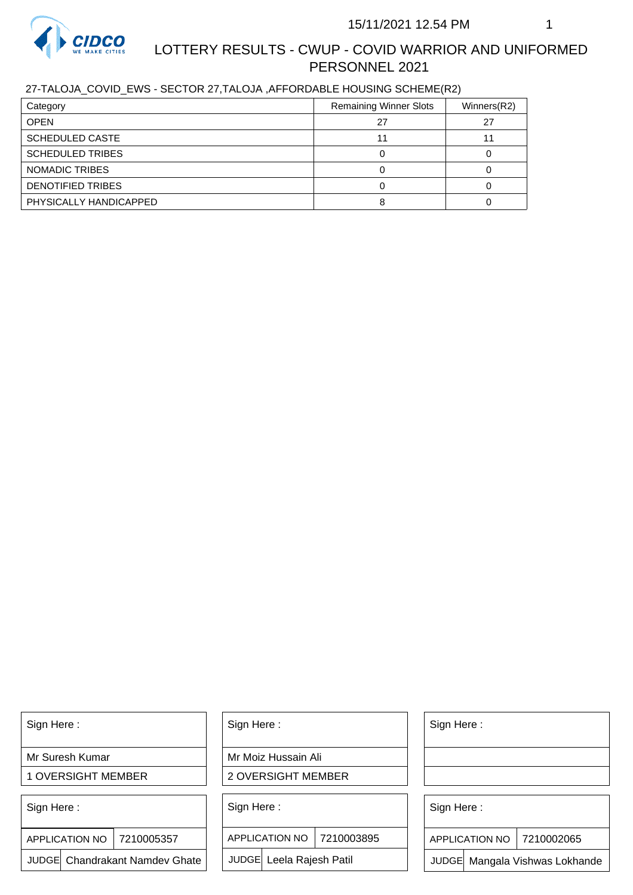15/11/2021 12.54 PM

# LOTTERY RESULTS - CWUP - COVID WARRIOR AND UNIFORMED PERSONNEL 2021

27-TALOJA_COVID_EWS - SECTOR 27,TALOJA ,AFFORDABLE HOUSING SCHEME(R2)

| Category | Remaining Winner Slots | Winners(R2) |
|---|---|---|
| OPEN | 27 | 27 |
| SCHEDULED CASTE | 11 | 11 |
| SCHEDULED TRIBES | 0 | 0 |
| NOMADIC TRIBES | 0 | 0 |
| DENOTIFIED TRIBES | 0 | 0 |
| PHYSICALLY HANDICAPPED | 8 | 0 |

| Sign Here : | Sign Here : | Sign Here : |
|---|---|---|
| Mr Suresh Kumar | Mr Moiz Hussain Ali | |
| 1 OVERSIGHT MEMBER | 2 OVERSIGHT MEMBER | |

| Sign Here : | | Sign Here : | | Sign Here : | |
|---|---|---|---|---|---|
| APPLICATION NO | 7210005357 | APPLICATION NO | 7210003895 | APPLICATION NO | 7210002065 |
| JUDGE | Chandrakant Namdev Ghate | JUDGE | Leela Rajesh Patil | JUDGE | Mangala Vishwas Lokhande |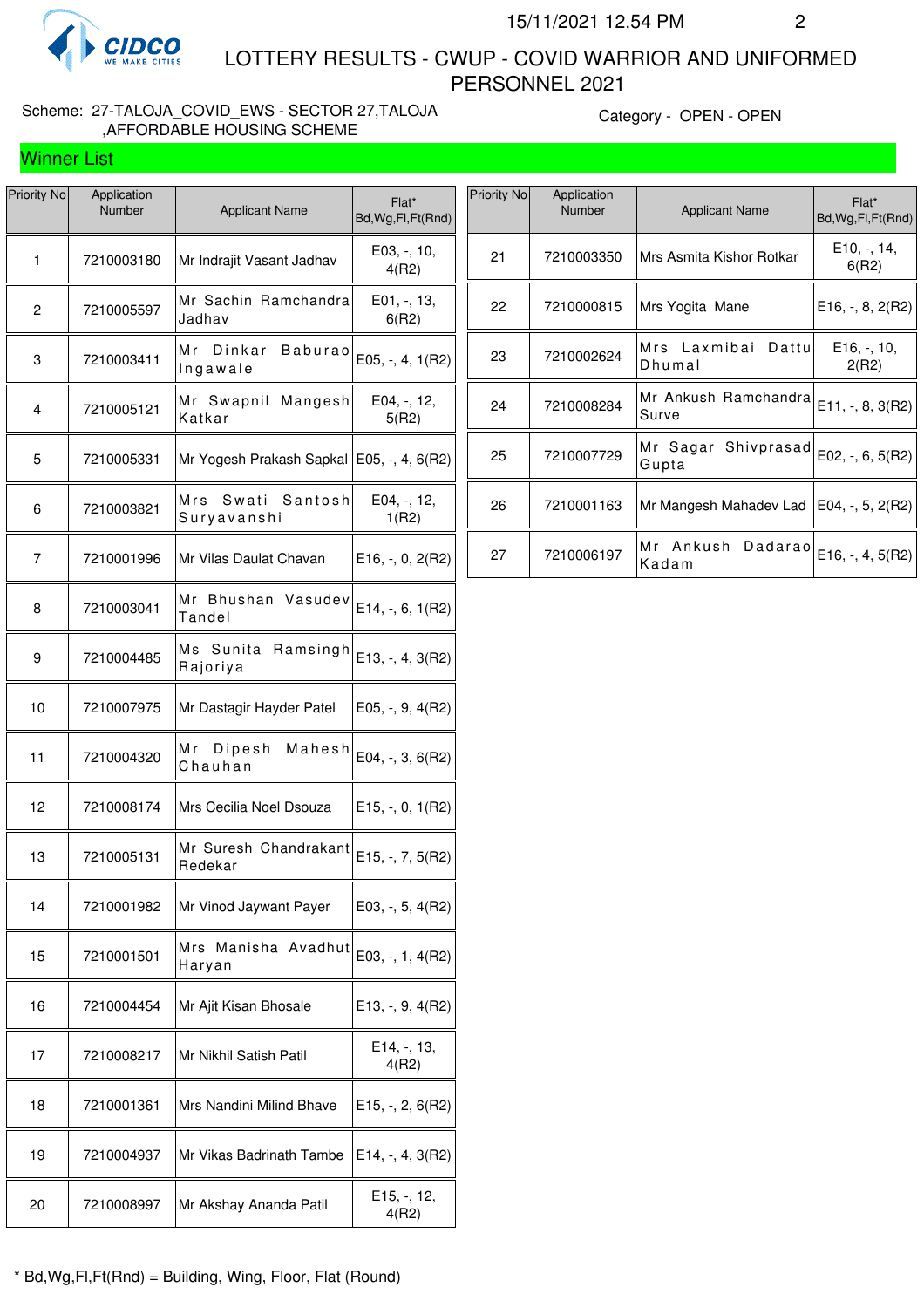# LOTTERY RESULTS - CWUP - COVID WARRIOR AND UNIFORMED PERSONNEL 2021

Scheme: 27-TALOJA_COVID_EWS - SECTOR 27,TALOJA ,AFFORDABLE HOUSING SCHEME

Category - OPEN - OPEN

## Winner List

| Priority No | Application Number | Applicant Name | Flat* Bd,Wg,Fl,Ft(Rnd) |
|---|---|---|---|
| 1 | 7210003180 | Mr Indrajit Vasant Jadhav | E03, -, 10, 4(R2) |
| 2 | 7210005597 | Mr Sachin Ramchandra Jadhav | E01, -, 13, 6(R2) |
| 3 | 7210003411 | Mr Dinkar Baburao Ingawale | E05, -, 4, 1(R2) |
| 4 | 7210005121 | Mr Swapnil Mangesh Katkar | E04, -, 12, 5(R2) |
| 5 | 7210005331 | Mr Yogesh Prakash Sapkal | E05, -, 4, 6(R2) |
| 6 | 7210003821 | Mrs Swati Santosh Suryavanshi | E04, -, 12, 1(R2) |
| 7 | 7210001996 | Mr Vilas Daulat Chavan | E16, -, 0, 2(R2) |
| 8 | 7210003041 | Mr Bhushan Vasudev Tandel | E14, -, 6, 1(R2) |
| 9 | 7210004485 | Ms Sunita Ramsingh Rajoriya | E13, -, 4, 3(R2) |
| 10 | 7210007975 | Mr Dastagir Hayder Patel | E05, -, 9, 4(R2) |
| 11 | 7210004320 | Mr Dipesh Mahesh Chauhan | E04, -, 3, 6(R2) |
| 12 | 7210008174 | Mrs Cecilia Noel Dsouza | E15, -, 0, 1(R2) |
| 13 | 7210005131 | Mr Suresh Chandrakant Redekar | E15, -, 7, 5(R2) |
| 14 | 7210001982 | Mr Vinod Jaywant Payer | E03, -, 5, 4(R2) |
| 15 | 7210001501 | Mrs Manisha Avadhut Haryan | E03, -, 1, 4(R2) |
| 16 | 7210004454 | Mr Ajit Kisan Bhosale | E13, -, 9, 4(R2) |
| 17 | 7210008217 | Mr Nikhil Satish Patil | E14, -, 13, 4(R2) |
| 18 | 7210001361 | Mrs Nandini Milind Bhave | E15, -, 2, 6(R2) |
| 19 | 7210004937 | Mr Vikas Badrinath Tambe | E14, -, 4, 3(R2) |
| 20 | 7210008997 | Mr Akshay Ananda Patil | E15, -, 12, 4(R2) |
| 21 | 7210003350 | Mrs Asmita Kishor Rotkar | E10, -, 14, 6(R2) |
| 22 | 7210000815 | Mrs Yogita Mane | E16, -, 8, 2(R2) |
| 23 | 7210002624 | Mrs Laxmibai Dattu Dhumal | E16, -, 10, 2(R2) |
| 24 | 7210008284 | Mr Ankush Ramchandra Surve | E11, -, 8, 3(R2) |
| 25 | 7210007729 | Mr Sagar Shivprasad Gupta | E02, -, 6, 5(R2) |
| 26 | 7210001163 | Mr Mangesh Mahadev Lad | E04, -, 5, 2(R2) |
| 27 | 7210006197 | Mr Ankush Dadarao Kadam | E16, -, 4, 5(R2) |

* Bd,Wg,Fl,Ft(Rnd) = Building, Wing, Floor, Flat (Round)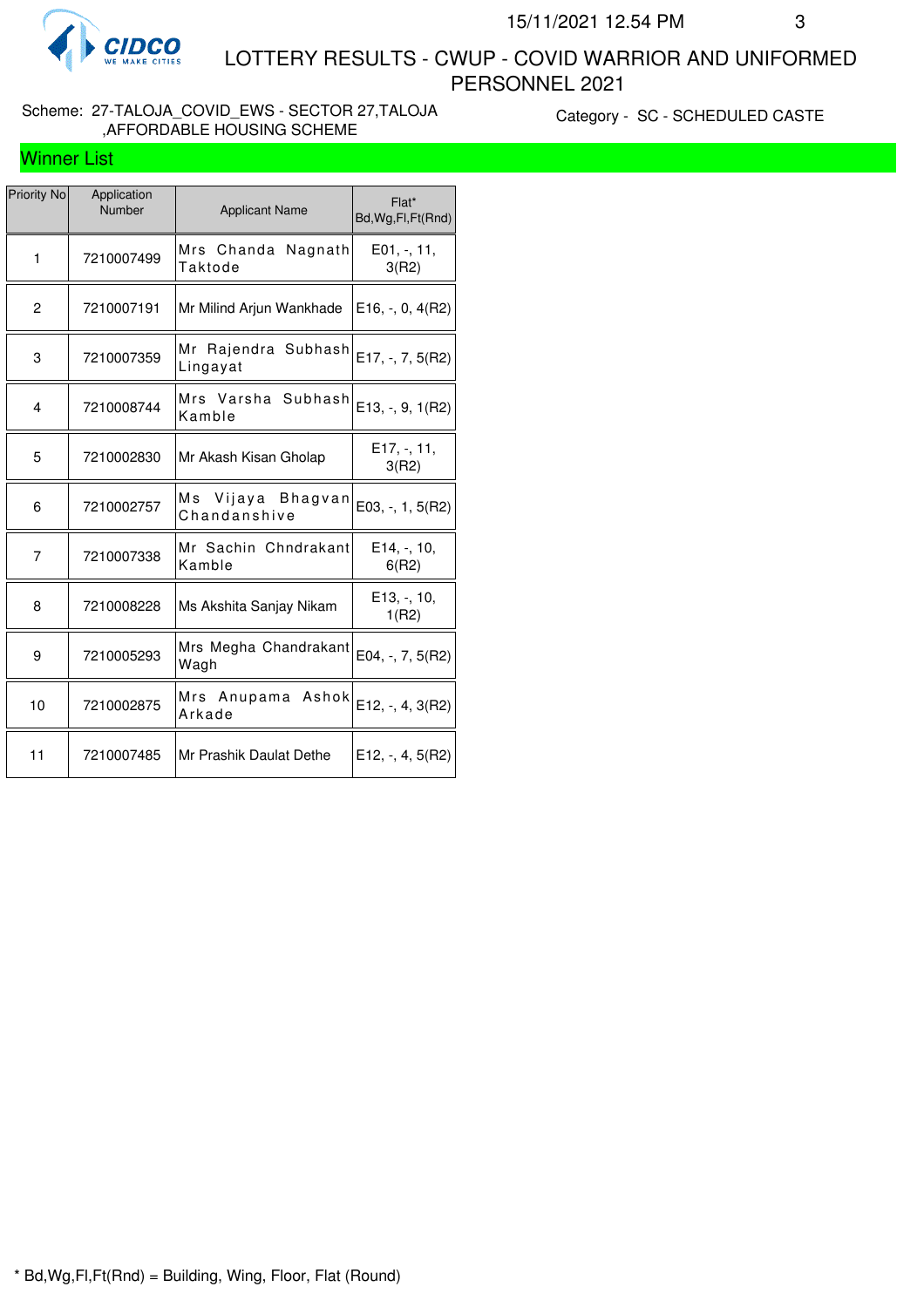CIDCO WE MAKE CITIES

# LOTTERY RESULTS - CWUP - COVID WARRIOR AND UNIFORMED PERSONNEL 2021

Scheme: 27-TALOJA_COVID_EWS - SECTOR 27,TALOJA ,AFFORDABLE HOUSING SCHEME

Category - SC - SCHEDULED CASTE

## Winner List

| Priority No | Application Number | Applicant Name | Flat* Bd,Wg,Fl,Ft(Rnd) |
|---|---|---|---|
| 1 | 7210007499 | Mrs Chanda Nagnath Taktode | E01, -, 11, 3(R2) |
| 2 | 7210007191 | Mr Milind Arjun Wankhade | E16, -, 0, 4(R2) |
| 3 | 7210007359 | Mr Rajendra Subhash Lingayat | E17, -, 7, 5(R2) |
| 4 | 7210008744 | Mrs Varsha Subhash Kamble | E13, -, 9, 1(R2) |
| 5 | 7210002830 | Mr Akash Kisan Gholap | E17, -, 11, 3(R2) |
| 6 | 7210002757 | Ms Vijaya Bhagvan Chandanshive | E03, -, 1, 5(R2) |
| 7 | 7210007338 | Mr Sachin Chndrakant Kamble | E14, -, 10, 6(R2) |
| 8 | 7210008228 | Ms Akshita Sanjay Nikam | E13, -, 10, 1(R2) |
| 9 | 7210005293 | Mrs Megha Chandrakant Wagh | E04, -, 7, 5(R2) |
| 10 | 7210002875 | Mrs Anupama Ashok Arkade | E12, -, 4, 3(R2) |
| 11 | 7210007485 | Mr Prashik Daulat Dethe | E12, -, 4, 5(R2) |

* Bd,Wg,Fl,Ft(Rnd) = Building, Wing, Floor, Flat (Round)